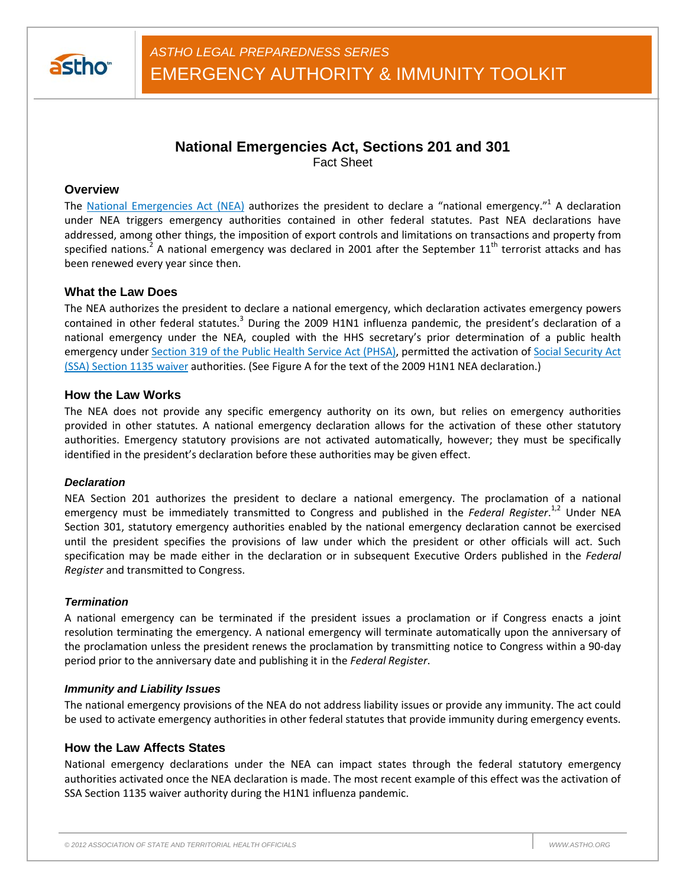*ASTHO LEGAL PREPAREDNESS SERIES*

EMERGENCY AUTHORITY & IMMUNITY TOOLKIT

# National Emergencies Act, Sections 201 and 301

Fact Sheet

## Overview

The National Emergencies Act (NEA) authorizes the president to declare a "national emergency."[1] A declaration under NEA triggers emergency authorities contained in other federal statutes. Past NEA declarations have addressed, among other things, the imposition of export controls and limitations on transactions and property from specified nations.[2] A national emergency was declared in 2001 after the September 11th terrorist attacks and has been renewed every year since then.

## What the Law Does

The NEA authorizes the president to declare a national emergency, which declaration activates emergency powers contained in other federal statutes.[3] During the 2009 H1N1 influenza pandemic, the president's declaration of a national emergency under the NEA, coupled with the HHS secretary's prior determination of a public health emergency under Section 319 of the Public Health Service Act (PHSA), permitted the activation of Social Security Act (SSA) Section 1135 waiver authorities. (See Figure A for the text of the 2009 H1N1 NEA declaration.)

## How the Law Works

The NEA does not provide any specific emergency authority on its own, but relies on emergency authorities provided in other statutes. A national emergency declaration allows for the activation of these other statutory authorities. Emergency statutory provisions are not activated automatically, however; they must be specifically identified in the president's declaration before these authorities may be given effect.

### *Declaration*

NEA Section 201 authorizes the president to declare a national emergency. The proclamation of a national emergency must be immediately transmitted to Congress and published in the *Federal Register*.[1,2] Under NEA Section 301, statutory emergency authorities enabled by the national emergency declaration cannot be exercised until the president specifies the provisions of law under which the president or other officials will act. Such specification may be made either in the declaration or in subsequent Executive Orders published in the *Federal Register* and transmitted to Congress.

### *Termination*

A national emergency can be terminated if the president issues a proclamation or if Congress enacts a joint resolution terminating the emergency. A national emergency will terminate automatically upon the anniversary of the proclamation unless the president renews the proclamation by transmitting notice to Congress within a 90-day period prior to the anniversary date and publishing it in the *Federal Register*.

### *Immunity and Liability Issues*

The national emergency provisions of the NEA do not address liability issues or provide any immunity. The act could be used to activate emergency authorities in other federal statutes that provide immunity during emergency events.

## How the Law Affects States

National emergency declarations under the NEA can impact states through the federal statutory emergency authorities activated once the NEA declaration is made. The most recent example of this effect was the activation of SSA Section 1135 waiver authority during the H1N1 influenza pandemic.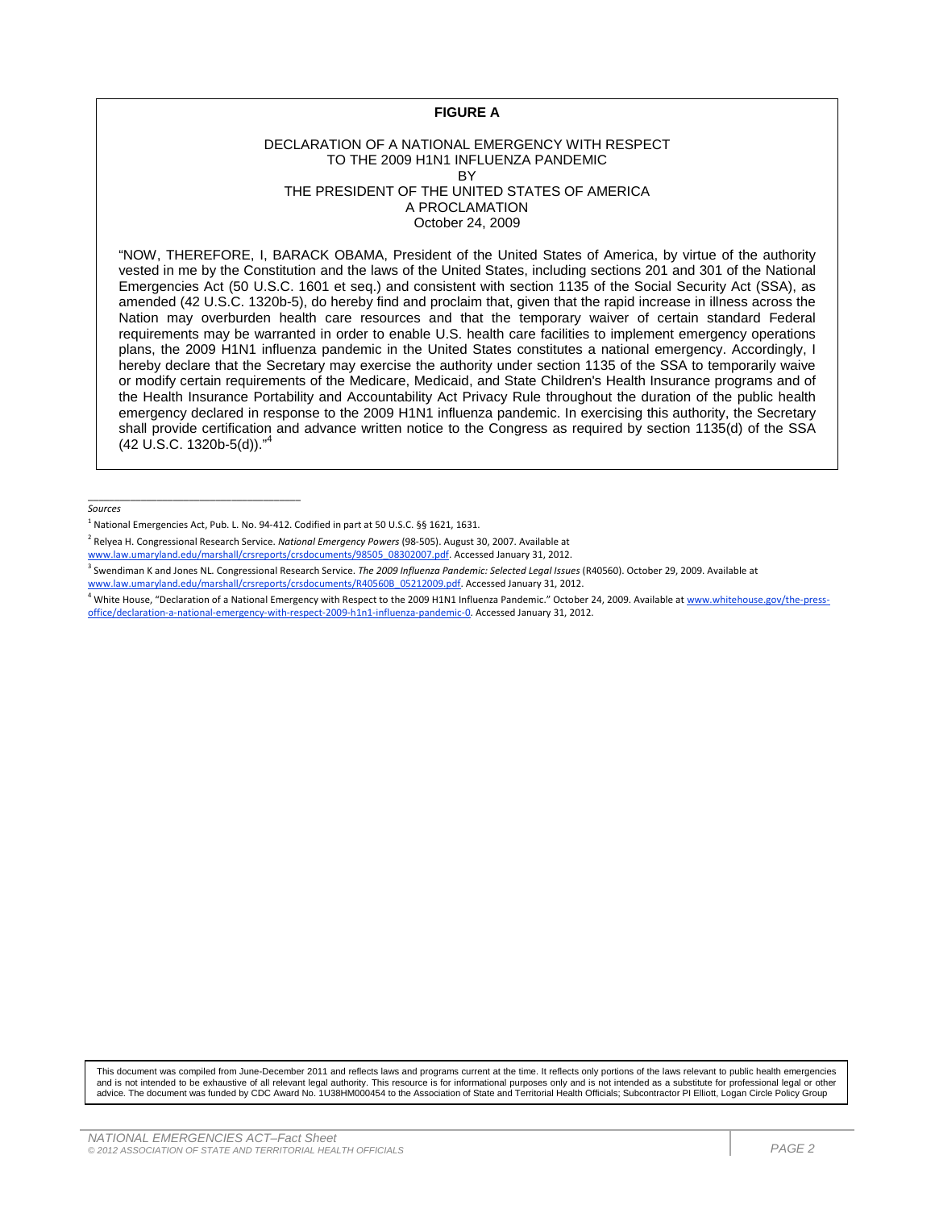**FIGURE A**

DECLARATION OF A NATIONAL EMERGENCY WITH RESPECT TO THE 2009 H1N1 INFLUENZA PANDEMIC
BY
THE PRESIDENT OF THE UNITED STATES OF AMERICA
A PROCLAMATION
October 24, 2009

"NOW, THEREFORE, I, BARACK OBAMA, President of the United States of America, by virtue of the authority vested in me by the Constitution and the laws of the United States, including sections 201 and 301 of the National Emergencies Act (50 U.S.C. 1601 et seq.) and consistent with section 1135 of the Social Security Act (SSA), as amended (42 U.S.C. 1320b-5), do hereby find and proclaim that, given that the rapid increase in illness across the Nation may overburden health care resources and that the temporary waiver of certain standard Federal requirements may be warranted in order to enable U.S. health care facilities to implement emergency operations plans, the 2009 H1N1 influenza pandemic in the United States constitutes a national emergency. Accordingly, I hereby declare that the Secretary may exercise the authority under section 1135 of the SSA to temporarily waive or modify certain requirements of the Medicare, Medicaid, and State Children's Health Insurance programs and of the Health Insurance Portability and Accountability Act Privacy Rule throughout the duration of the public health emergency declared in response to the 2009 H1N1 influenza pandemic. In exercising this authority, the Secretary shall provide certification and advance written notice to the Congress as required by section 1135(d) of the SSA (42 U.S.C. 1320b-5(d))."[4]

---

*Sources*

[1] National Emergencies Act, Pub. L. No. 94-412. Codified in part at 50 U.S.C. §§ 1621, 1631.

[2] Relyea H. Congressional Research Service. *National Emergency Powers* (98-505). August 30, 2007. Available at www.law.umaryland.edu/marshall/crsreports/crsdocuments/98505_08302007.pdf. Accessed January 31, 2012.

[3] Swendiman K and Jones NL. Congressional Research Service. *The 2009 Influenza Pandemic: Selected Legal Issues* (R40560). October 29, 2009. Available at www.law.umaryland.edu/marshall/crsreports/crsdocuments/R40560B_05212009.pdf. Accessed January 31, 2012.

[4] White House, "Declaration of a National Emergency with Respect to the 2009 H1N1 Influenza Pandemic." October 24, 2009. Available at www.whitehouse.gov/the-press-office/declaration-a-national-emergency-with-respect-2009-h1n1-influenza-pandemic-0. Accessed January 31, 2012.

This document was compiled from June-December 2011 and reflects laws and programs current at the time. It reflects only portions of the laws relevant to public health emergencies and is not intended to be exhaustive of all relevant legal authority. This resource is for informational purposes only and is not intended as a substitute for professional legal or other advice. The document was funded by CDC Award No. 1U38HM000454 to the Association of State and Territorial Health Officials; Subcontractor PI Elliott, Logan Circle Policy Group